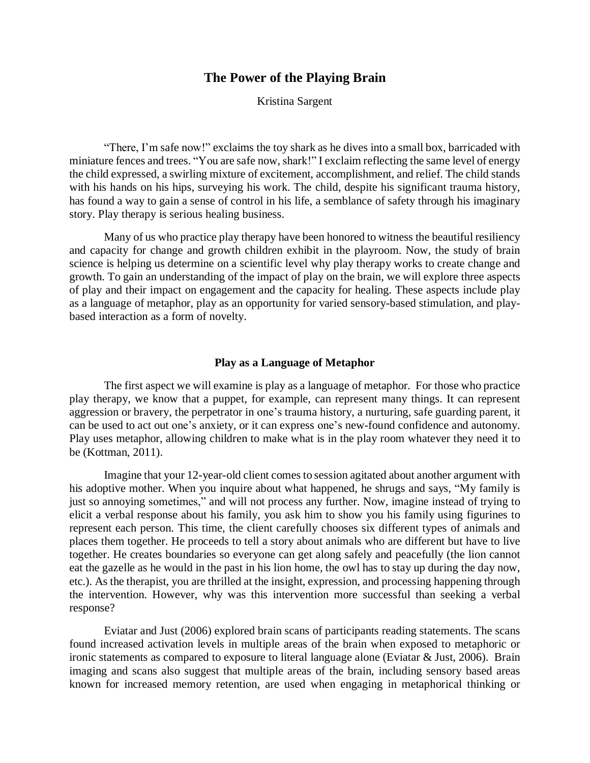# The Power of the Playing Brain

Kristina Sargent

"There, I'm safe now!" exclaims the toy shark as he dives into a small box, barricaded with miniature fences and trees. "You are safe now, shark!" I exclaim reflecting the same level of energy the child expressed, a swirling mixture of excitement, accomplishment, and relief. The child stands with his hands on his hips, surveying his work. The child, despite his significant trauma history, has found a way to gain a sense of control in his life, a semblance of safety through his imaginary story. Play therapy is serious healing business.

Many of us who practice play therapy have been honored to witness the beautiful resiliency and capacity for change and growth children exhibit in the playroom. Now, the study of brain science is helping us determine on a scientific level why play therapy works to create change and growth. To gain an understanding of the impact of play on the brain, we will explore three aspects of play and their impact on engagement and the capacity for healing. These aspects include play as a language of metaphor, play as an opportunity for varied sensory-based stimulation, and play-based interaction as a form of novelty.

## Play as a Language of Metaphor

The first aspect we will examine is play as a language of metaphor. For those who practice play therapy, we know that a puppet, for example, can represent many things. It can represent aggression or bravery, the perpetrator in one's trauma history, a nurturing, safe guarding parent, it can be used to act out one's anxiety, or it can express one's new-found confidence and autonomy. Play uses metaphor, allowing children to make what is in the play room whatever they need it to be (Kottman, 2011).

Imagine that your 12-year-old client comes to session agitated about another argument with his adoptive mother. When you inquire about what happened, he shrugs and says, "My family is just so annoying sometimes," and will not process any further. Now, imagine instead of trying to elicit a verbal response about his family, you ask him to show you his family using figurines to represent each person. This time, the client carefully chooses six different types of animals and places them together. He proceeds to tell a story about animals who are different but have to live together. He creates boundaries so everyone can get along safely and peacefully (the lion cannot eat the gazelle as he would in the past in his lion home, the owl has to stay up during the day now, etc.). As the therapist, you are thrilled at the insight, expression, and processing happening through the intervention. However, why was this intervention more successful than seeking a verbal response?

Eviatar and Just (2006) explored brain scans of participants reading statements. The scans found increased activation levels in multiple areas of the brain when exposed to metaphoric or ironic statements as compared to exposure to literal language alone (Eviatar & Just, 2006). Brain imaging and scans also suggest that multiple areas of the brain, including sensory based areas known for increased memory retention, are used when engaging in metaphorical thinking or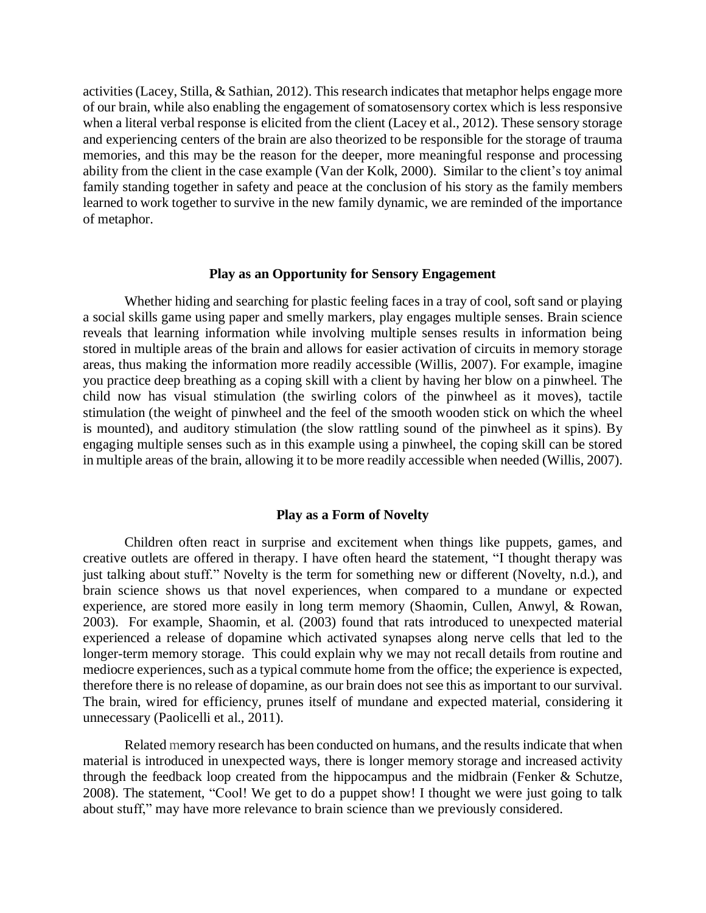activities (Lacey, Stilla, & Sathian, 2012). This research indicates that metaphor helps engage more of our brain, while also enabling the engagement of somatosensory cortex which is less responsive when a literal verbal response is elicited from the client (Lacey et al., 2012). These sensory storage and experiencing centers of the brain are also theorized to be responsible for the storage of trauma memories, and this may be the reason for the deeper, more meaningful response and processing ability from the client in the case example (Van der Kolk, 2000). Similar to the client's toy animal family standing together in safety and peace at the conclusion of his story as the family members learned to work together to survive in the new family dynamic, we are reminded of the importance of metaphor.

### Play as an Opportunity for Sensory Engagement

Whether hiding and searching for plastic feeling faces in a tray of cool, soft sand or playing a social skills game using paper and smelly markers, play engages multiple senses. Brain science reveals that learning information while involving multiple senses results in information being stored in multiple areas of the brain and allows for easier activation of circuits in memory storage areas, thus making the information more readily accessible (Willis, 2007). For example, imagine you practice deep breathing as a coping skill with a client by having her blow on a pinwheel. The child now has visual stimulation (the swirling colors of the pinwheel as it moves), tactile stimulation (the weight of pinwheel and the feel of the smooth wooden stick on which the wheel is mounted), and auditory stimulation (the slow rattling sound of the pinwheel as it spins). By engaging multiple senses such as in this example using a pinwheel, the coping skill can be stored in multiple areas of the brain, allowing it to be more readily accessible when needed (Willis, 2007).

### Play as a Form of Novelty

Children often react in surprise and excitement when things like puppets, games, and creative outlets are offered in therapy. I have often heard the statement, "I thought therapy was just talking about stuff." Novelty is the term for something new or different (Novelty, n.d.), and brain science shows us that novel experiences, when compared to a mundane or expected experience, are stored more easily in long term memory (Shaomin, Cullen, Anwyl, & Rowan, 2003). For example, Shaomin, et al. (2003) found that rats introduced to unexpected material experienced a release of dopamine which activated synapses along nerve cells that led to the longer-term memory storage. This could explain why we may not recall details from routine and mediocre experiences, such as a typical commute home from the office; the experience is expected, therefore there is no release of dopamine, as our brain does not see this as important to our survival. The brain, wired for efficiency, prunes itself of mundane and expected material, considering it unnecessary (Paolicelli et al., 2011).

Related memory research has been conducted on humans, and the results indicate that when material is introduced in unexpected ways, there is longer memory storage and increased activity through the feedback loop created from the hippocampus and the midbrain (Fenker & Schutze, 2008). The statement, "Cool! We get to do a puppet show! I thought we were just going to talk about stuff," may have more relevance to brain science than we previously considered.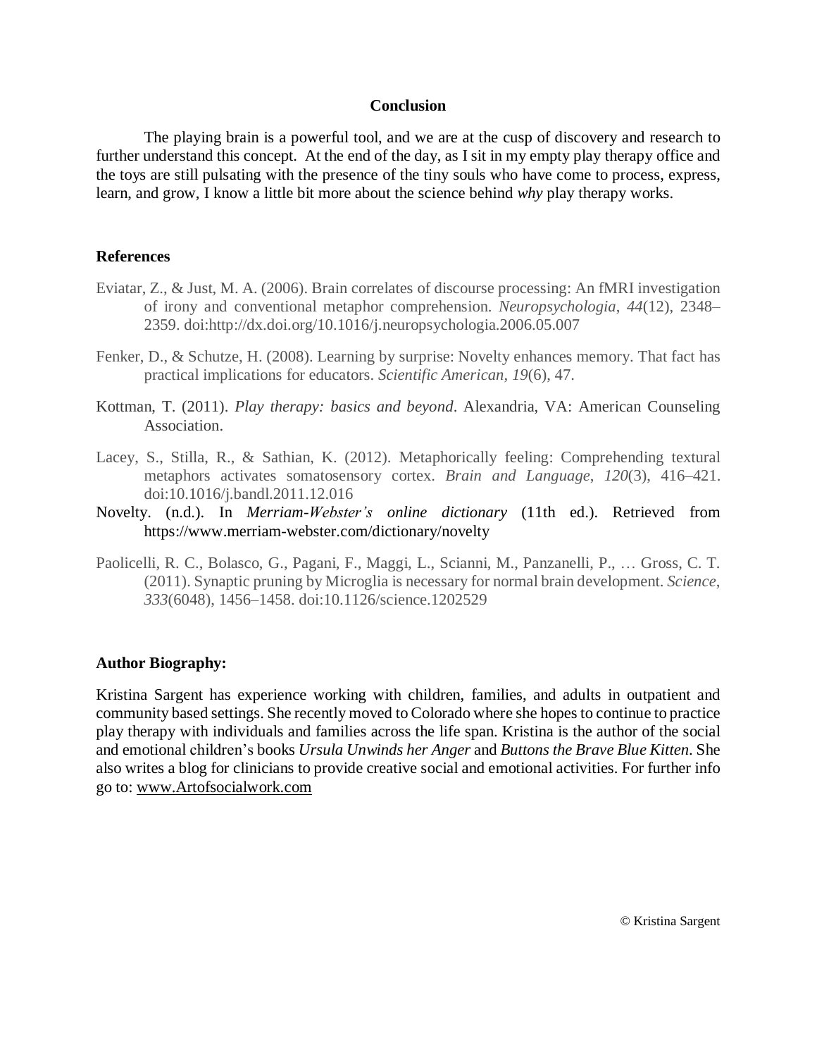## Conclusion

The playing brain is a powerful tool, and we are at the cusp of discovery and research to further understand this concept. At the end of the day, as I sit in my empty play therapy office and the toys are still pulsating with the presence of the tiny souls who have come to process, express, learn, and grow, I know a little bit more about the science behind *why* play therapy works.

## References

Eviatar, Z., & Just, M. A. (2006). Brain correlates of discourse processing: An fMRI investigation of irony and conventional metaphor comprehension. *Neuropsychologia*, *44*(12), 2348–2359. doi:http://dx.doi.org/10.1016/j.neuropsychologia.2006.05.007

Fenker, D., & Schutze, H. (2008). Learning by surprise: Novelty enhances memory. That fact has practical implications for educators. *Scientific American*, *19*(6), 47.

Kottman, T. (2011). *Play therapy: basics and beyond*. Alexandria, VA: American Counseling Association.

Lacey, S., Stilla, R., & Sathian, K. (2012). Metaphorically feeling: Comprehending textural metaphors activates somatosensory cortex. *Brain and Language*, *120*(3), 416–421. doi:10.1016/j.bandl.2011.12.016

Novelty. (n.d.). In *Merriam-Webster's online dictionary* (11th ed.). Retrieved from https://www.merriam-webster.com/dictionary/novelty

Paolicelli, R. C., Bolasco, G., Pagani, F., Maggi, L., Scianni, M., Panzanelli, P., … Gross, C. T. (2011). Synaptic pruning by Microglia is necessary for normal brain development. *Science*, *333*(6048), 1456–1458. doi:10.1126/science.1202529

## Author Biography:

Kristina Sargent has experience working with children, families, and adults in outpatient and community based settings. She recently moved to Colorado where she hopes to continue to practice play therapy with individuals and families across the life span. Kristina is the author of the social and emotional children's books *Ursula Unwinds her Anger* and *Buttons the Brave Blue Kitten*. She also writes a blog for clinicians to provide creative social and emotional activities. For further info go to: www.Artofsocialwork.com

© Kristina Sargent